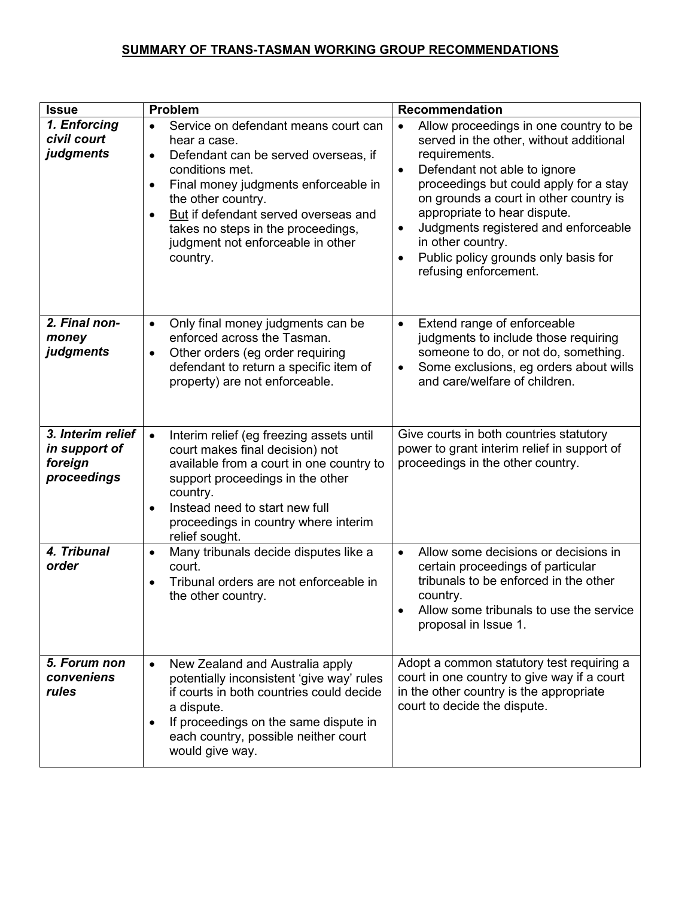# SUMMARY OF TRANS-TASMAN WORKING GROUP RECOMMENDATIONS

| Issue | Problem | Recommendation |
|---|---|---|
| ***1. Enforcing civil court judgments*** | • Service on defendant means court can hear a case.<br>• Defendant can be served overseas, if conditions met.<br>• Final money judgments enforceable in the other country.<br>• <u>But</u> if defendant served overseas and takes no steps in the proceedings, judgment not enforceable in other country. | • Allow proceedings in one country to be served in the other, without additional requirements.<br>• Defendant not able to ignore proceedings but could apply for a stay on grounds a court in other country is appropriate to hear dispute.<br>• Judgments registered and enforceable in other country.<br>• Public policy grounds only basis for refusing enforcement. |
| ***2. Final non-money judgments*** | • Only final money judgments can be enforced across the Tasman.<br>• Other orders (eg order requiring defendant to return a specific item of property) are not enforceable. | • Extend range of enforceable judgments to include those requiring someone to do, or not do, something.<br>• Some exclusions, eg orders about wills and care/welfare of children. |
| ***3. Interim relief in support of foreign proceedings*** | • Interim relief (eg freezing assets until court makes final decision) not available from a court in one country to support proceedings in the other country.<br>• Instead need to start new full proceedings in country where interim relief sought. | Give courts in both countries statutory power to grant interim relief in support of proceedings in the other country. |
| ***4. Tribunal order*** | • Many tribunals decide disputes like a court.<br>• Tribunal orders are not enforceable in the other country. | • Allow some decisions or decisions in certain proceedings of particular tribunals to be enforced in the other country.<br>• Allow some tribunals to use the service proposal in Issue 1. |
| ***5. Forum non conveniens rules*** | • New Zealand and Australia apply potentially inconsistent 'give way' rules if courts in both countries could decide a dispute.<br>• If proceedings on the same dispute in each country, possible neither court would give way. | Adopt a common statutory test requiring a court in one country to give way if a court in the other country is the appropriate court to decide the dispute. |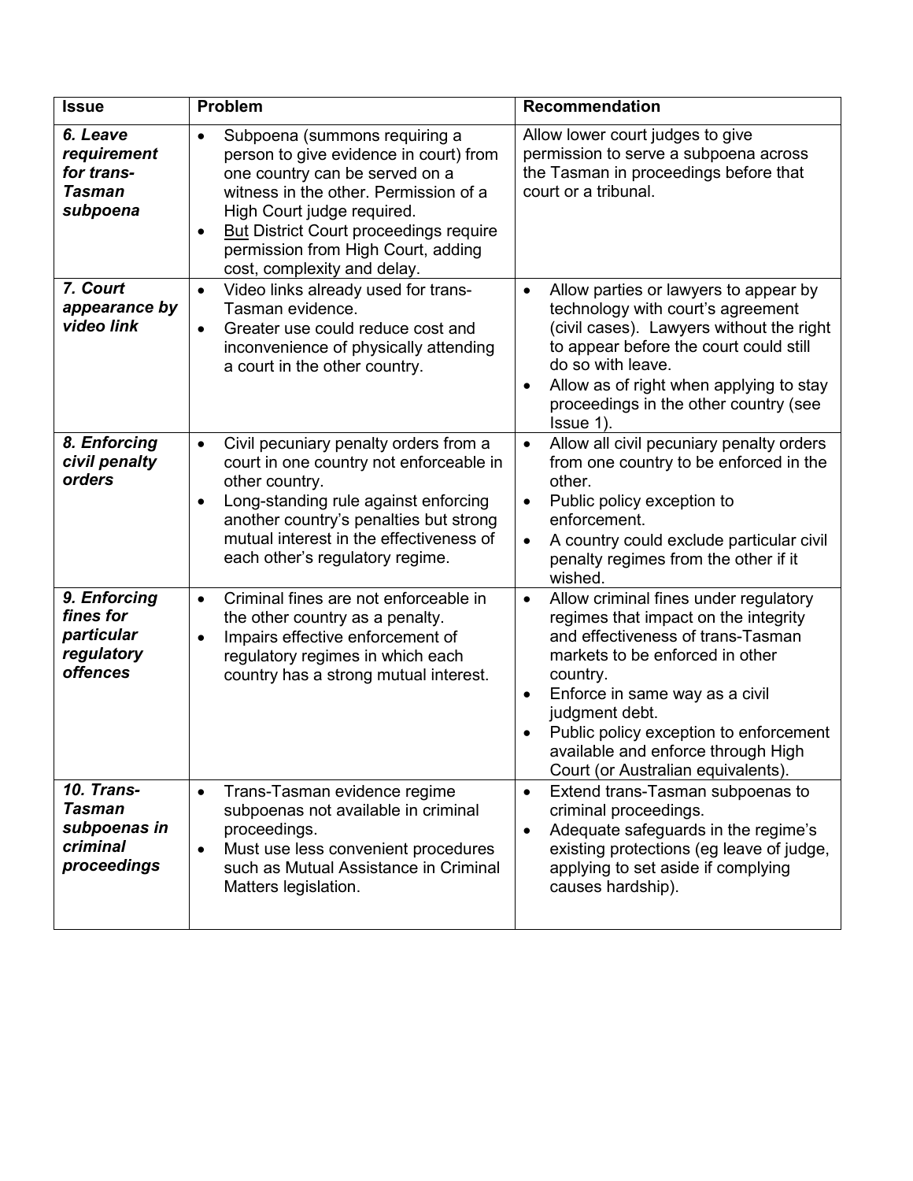| Issue | Problem | Recommendation |
|---|---|---|
| ***6. Leave requirement for trans-Tasman subpoena*** | • Subpoena (summons requiring a person to give evidence in court) from one country can be served on a witness in the other. Permission of a High Court judge required.<br>• <u>But</u> District Court proceedings require permission from High Court, adding cost, complexity and delay. | Allow lower court judges to give permission to serve a subpoena across the Tasman in proceedings before that court or a tribunal. |
| ***7. Court appearance by video link*** | • Video links already used for trans-Tasman evidence.<br>• Greater use could reduce cost and inconvenience of physically attending a court in the other country. | • Allow parties or lawyers to appear by technology with court's agreement (civil cases). Lawyers without the right to appear before the court could still do so with leave.<br>• Allow as of right when applying to stay proceedings in the other country (see Issue 1). |
| ***8. Enforcing civil penalty orders*** | • Civil pecuniary penalty orders from a court in one country not enforceable in other country.<br>• Long-standing rule against enforcing another country's penalties but strong mutual interest in the effectiveness of each other's regulatory regime. | • Allow all civil pecuniary penalty orders from one country to be enforced in the other.<br>• Public policy exception to enforcement.<br>• A country could exclude particular civil penalty regimes from the other if it wished. |
| ***9. Enforcing fines for particular regulatory offences*** | • Criminal fines are not enforceable in the other country as a penalty.<br>• Impairs effective enforcement of regulatory regimes in which each country has a strong mutual interest. | • Allow criminal fines under regulatory regimes that impact on the integrity and effectiveness of trans-Tasman markets to be enforced in other country.<br>• Enforce in same way as a civil judgment debt.<br>• Public policy exception to enforcement available and enforce through High Court (or Australian equivalents). |
| ***10. Trans-Tasman subpoenas in criminal proceedings*** | • Trans-Tasman evidence regime subpoenas not available in criminal proceedings.<br>• Must use less convenient procedures such as Mutual Assistance in Criminal Matters legislation. | • Extend trans-Tasman subpoenas to criminal proceedings.<br>• Adequate safeguards in the regime's existing protections (eg leave of judge, applying to set aside if complying causes hardship). |